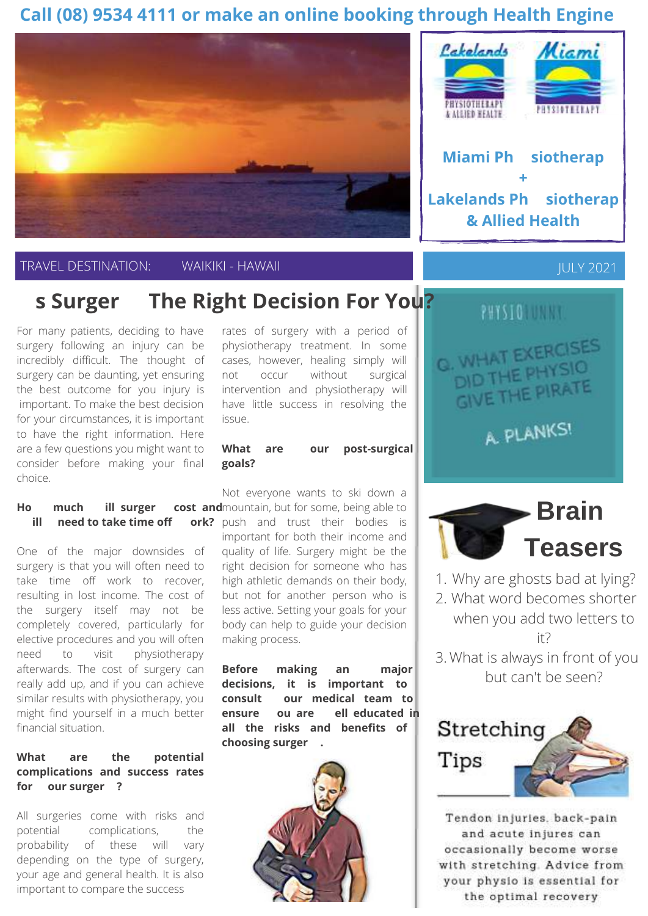Call (08) 9534 4111 or make an online booking through Health Engine

Miami Ph siotherap
+
Lakelands Ph siotherap
& Allied Health

TRAVEL DESTINATION: WAIKIKI - HAWAII

JULY 2021

# s Surger The Right Decision For You?

For many patients, deciding to have surgery following an injury can be incredibly difficult. The thought of surgery can be daunting, yet ensuring the best outcome for you injury is important. To make the best decision for your circumstances, it is important to have the right information. Here are a few questions you might want to consider before making your final choice.

**Ho much ill surger cost and ill need to take time off ork?**

One of the major downsides of surgery is that you will often need to take time off work to recover, resulting in lost income. The cost of the surgery itself may not be completely covered, particularly for elective procedures and you will often need to visit physiotherapy afterwards. The cost of surgery can really add up, and if you can achieve similar results with physiotherapy, you might find yourself in a much better financial situation.

**What are the potential complications and success rates for our surger ?**

All surgeries come with risks and potential complications, the probability of these will vary depending on the type of surgery, your age and general health. It is also important to compare the success rates of surgery with a period of physiotherapy treatment. In some cases, however, healing simply will not occur without surgical intervention and physiotherapy will have little success in resolving the issue.

**What are our post-surgical goals?**

Not everyone wants to ski down a mountain, but for some, being able to push and trust their bodies is important for both their income and quality of life. Surgery might be the right decision for someone who has high athletic demands on their body, but not for another person who is less active. Setting your goals for your body can help to guide your decision making process.

**Before making an major decisions, it is important to consult our medical team to ensure ou are ell educated in all the risks and benefits of choosing surger .**

PHYSIO FUNNY

Q. WHAT EXERCISES DID THE PHYSIO GIVE THE PIRATE

A. PLANKS!

## Brain Teasers

1. Why are ghosts bad at lying?
2. What word becomes shorter when you add two letters to it?
3. What is always in front of you but can't be seen?

## Stretching Tips

Tendon injuries, back-pain and acute injures can occasionally become worse with stretching. Advice from your physio is essential for the optimal recovery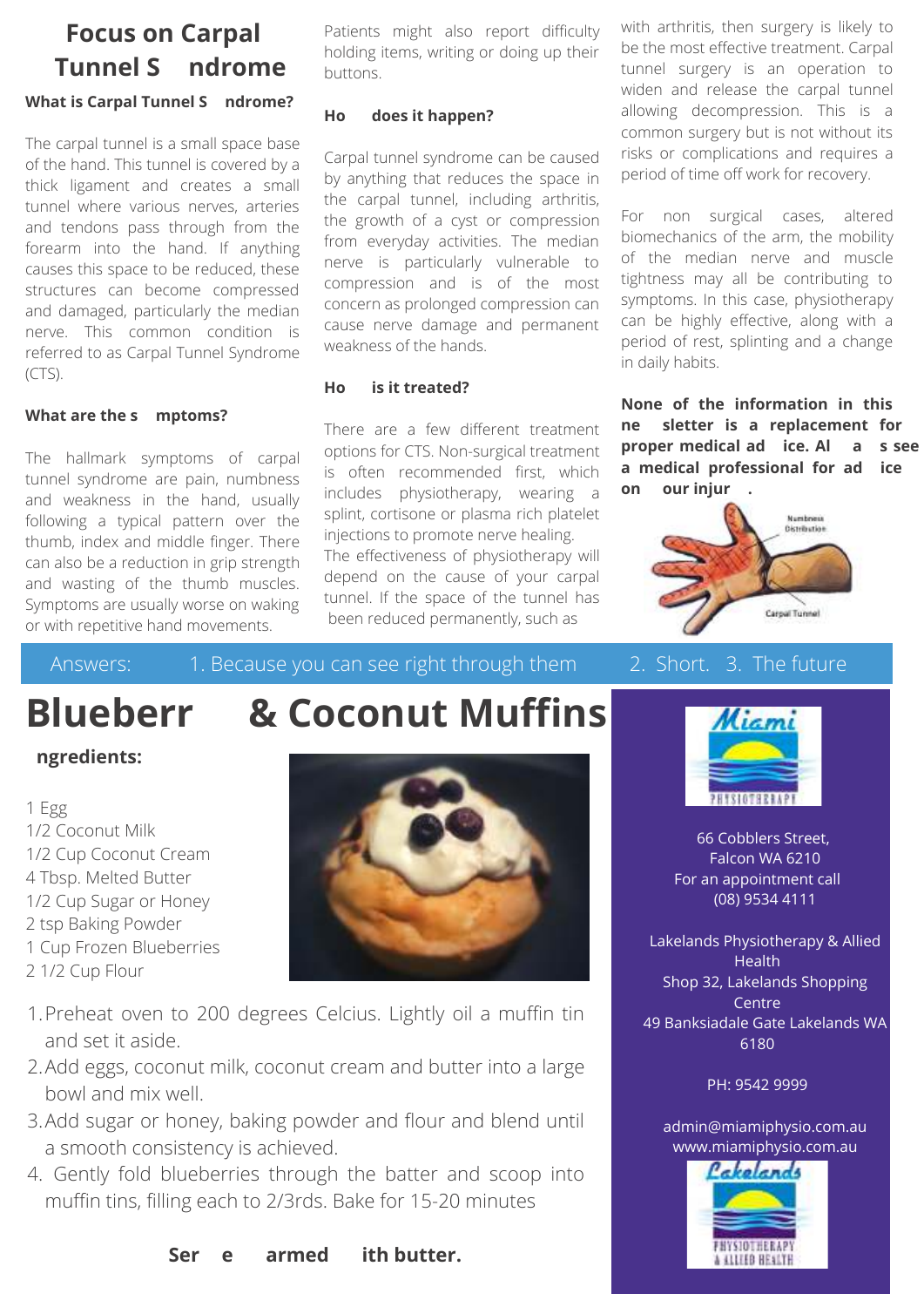# Focus on Carpal Tunnel S ndrome

### What is Carpal Tunnel S ndrome?

The carpal tunnel is a small space base of the hand. This tunnel is covered by a thick ligament and creates a small tunnel where various nerves, arteries and tendons pass through from the forearm into the hand. If anything causes this space to be reduced, these structures can become compressed and damaged, particularly the median nerve. This common condition is referred to as Carpal Tunnel Syndrome (CTS).

### What are the s mptoms?

The hallmark symptoms of carpal tunnel syndrome are pain, numbness and weakness in the hand, usually following a typical pattern over the thumb, index and middle finger. There can also be a reduction in grip strength and wasting of the thumb muscles. Symptoms are usually worse on waking or with repetitive hand movements. Patients might also report difficulty holding items, writing or doing up their buttons.

### Ho does it happen?

Carpal tunnel syndrome can be caused by anything that reduces the space in the carpal tunnel, including arthritis, the growth of a cyst or compression from everyday activities. The median nerve is particularly vulnerable to compression and is of the most concern as prolonged compression can cause nerve damage and permanent weakness of the hands.

### Ho is it treated?

There are a few different treatment options for CTS. Non-surgical treatment is often recommended first, which includes physiotherapy, wearing a splint, cortisone or plasma rich platelet injections to promote nerve healing. The effectiveness of physiotherapy will depend on the cause of your carpal tunnel. If the space of the tunnel has been reduced permanently, such as with arthritis, then surgery is likely to be the most effective treatment. Carpal tunnel surgery is an operation to widen and release the carpal tunnel allowing decompression. This is a common surgery but is not without its risks or complications and requires a period of time off work for recovery.

For non surgical cases, altered biomechanics of the arm, the mobility of the median nerve and muscle tightness may all be contributing to symptoms. In this case, physiotherapy can be highly effective, along with a period of rest, splinting and a change in daily habits.

**None of the information in this ne sletter is a replacement for proper medical ad ice. Al a s see a medical professional for ad ice on our injur .**

Numbness Distribution

Carpal Tunnel

Answers: 1. Because you can see right through them 2. Short. 3. The future

# Blueberr & Coconut Muffins

**ngredients:**

- 1 Egg
- 1/2 Coconut Milk
- 1/2 Cup Coconut Cream
- 4 Tbsp. Melted Butter
- 1/2 Cup Sugar or Honey
- 2 tsp Baking Powder
- 1 Cup Frozen Blueberries
- 2 1/2 Cup Flour

1. Preheat oven to 200 degrees Celcius. Lightly oil a muffin tin and set it aside.
2. Add eggs, coconut milk, coconut cream and butter into a large bowl and mix well.
3. Add sugar or honey, baking powder and flour and blend until a smooth consistency is achieved.
4. Gently fold blueberries through the batter and scoop into muffin tins, filling each to 2/3rds. Bake for 15-20 minutes

**Ser e armed ith butter.**

Miami Physiotherapy

66 Cobblers Street,
Falcon WA 6210
For an appointment call
(08) 9534 4111

Lakelands Physiotherapy & Allied Health
Shop 32, Lakelands Shopping Centre
49 Banksiadale Gate Lakelands WA 6180

PH: 9542 9999

admin@miamiphysio.com.au
www.miamiphysio.com.au

Lakelands Physiotherapy & Allied Health